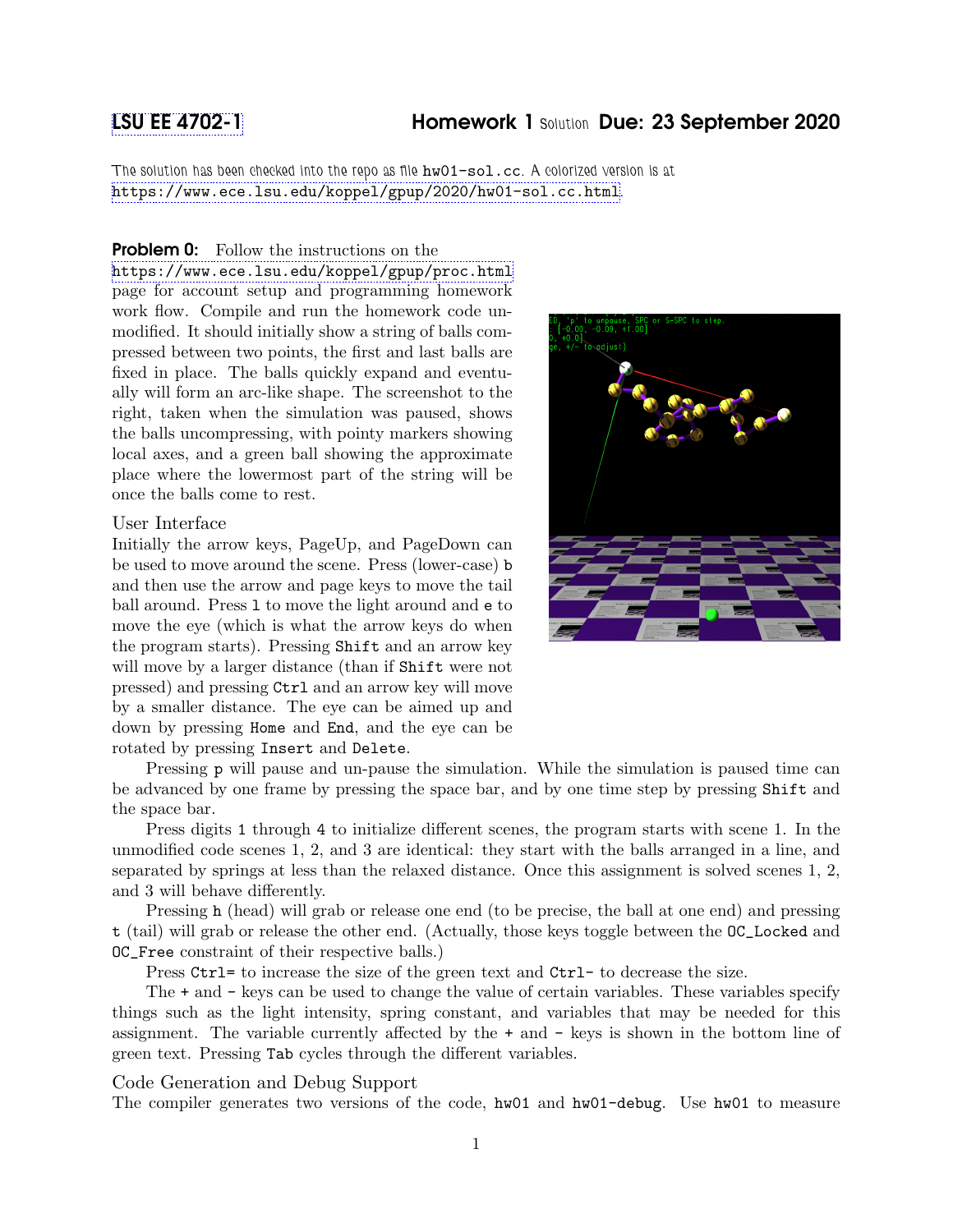LSU EE 4702-1 **Homework 1** Solution **Due: 23 September 2020**

The solution has been checked into the repo as file `hw01-sol.cc`. A colorized version is at https://www.ece.lsu.edu/koppel/gpup/2020/hw01-sol.cc.html.

**Problem 0:** Follow the instructions on the https://www.ece.lsu.edu/koppel/gpup/proc.html page for account setup and programming homework work flow. Compile and run the homework code unmodified. It should initially show a string of balls compressed between two points, the first and last balls are fixed in place. The balls quickly expand and eventually will form an arc-like shape. The screenshot to the right, taken when the simulation was paused, shows the balls uncompressing, with pointy markers showing local axes, and a green ball showing the approximate place where the lowermost part of the string will be once the balls come to rest.

## User Interface

Initially the arrow keys, PageUp, and PageDown can be used to move around the scene. Press (lower-case) `b` and then use the arrow and page keys to move the tail ball around. Press `l` to move the light around and `e` to move the eye (which is what the arrow keys do when the program starts). Pressing `Shift` and an arrow key will move by a larger distance (than if `Shift` were not pressed) and pressing `Ctrl` and an arrow key will move by a smaller distance. The eye can be aimed up and down by pressing `Home` and `End`, and the eye can be rotated by pressing `Insert` and `Delete`.

Pressing `p` will pause and un-pause the simulation. While the simulation is paused time can be advanced by one frame by pressing the space bar, and by one time step by pressing `Shift` and the space bar.

Press digits `1` through `4` to initialize different scenes, the program starts with scene 1. In the unmodified code scenes 1, 2, and 3 are identical: they start with the balls arranged in a line, and separated by springs at less than the relaxed distance. Once this assignment is solved scenes 1, 2, and 3 will behave differently.

Pressing `h` (head) will grab or release one end (to be precise, the ball at one end) and pressing `t` (tail) will grab or release the other end. (Actually, those keys toggle between the `OC_Locked` and `OC_Free` constraint of their respective balls.)

Press `Ctrl=` to increase the size of the green text and `Ctrl-` to decrease the size.

The `+` and `-` keys can be used to change the value of certain variables. These variables specify things such as the light intensity, spring constant, and variables that may be needed for this assignment. The variable currently affected by the `+` and `-` keys is shown in the bottom line of green text. Pressing `Tab` cycles through the different variables.

## Code Generation and Debug Support

The compiler generates two versions of the code, `hw01` and `hw01-debug`. Use `hw01` to measure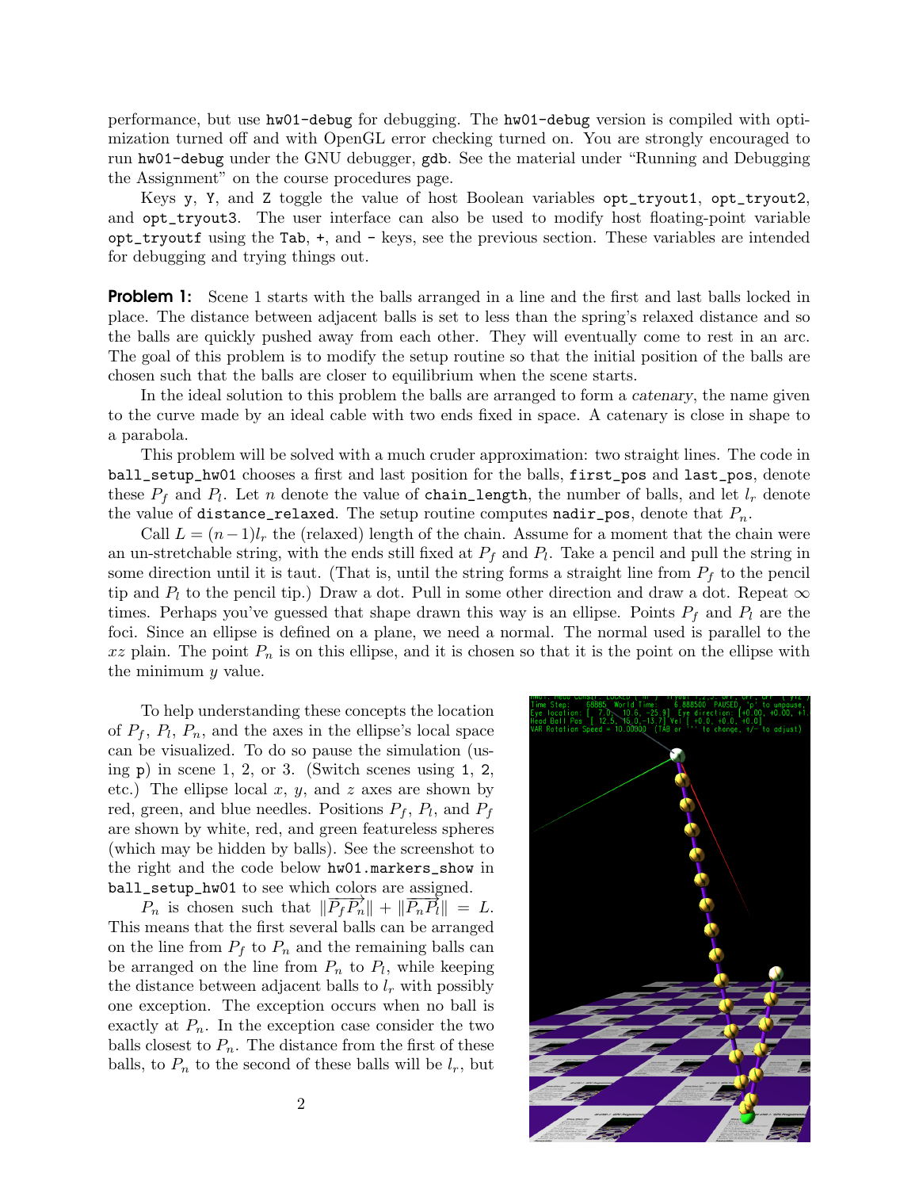performance, but use `hw01-debug` for debugging. The `hw01-debug` version is compiled with optimization turned off and with OpenGL error checking turned on. You are strongly encouraged to run `hw01-debug` under the GNU debugger, `gdb`. See the material under "Running and Debugging the Assignment" on the course procedures page.

Keys `y`, `Y`, and `Z` toggle the value of host Boolean variables `opt_tryout1`, `opt_tryout2`, and `opt_tryout3`. The user interface can also be used to modify host floating-point variable `opt_tryoutf` using the `Tab`, `+`, and `-` keys, see the previous section. These variables are intended for debugging and trying things out.

**Problem 1:** Scene 1 starts with the balls arranged in a line and the first and last balls locked in place. The distance between adjacent balls is set to less than the spring's relaxed distance and so the balls are quickly pushed away from each other. They will eventually come to rest in an arc. The goal of this problem is to modify the setup routine so that the initial position of the balls are chosen such that the balls are closer to equilibrium when the scene starts.

In the ideal solution to this problem the balls are arranged to form a *catenary*, the name given to the curve made by an ideal cable with two ends fixed in space. A catenary is close in shape to a parabola.

This problem will be solved with a much cruder approximation: two straight lines. The code in `ball_setup_hw01` chooses a first and last position for the balls, `first_pos` and `last_pos`, denote these $P_f$ and $P_l$. Let $n$ denote the value of `chain_length`, the number of balls, and let $l_r$ denote the value of `distance_relaxed`. The setup routine computes `nadir_pos`, denote that $P_n$.

Call $L = (n-1)l_r$ the (relaxed) length of the chain. Assume for a moment that the chain were an un-stretchable string, with the ends still fixed at $P_f$ and $P_l$. Take a pencil and pull the string in some direction until it is taut. (That is, until the string forms a straight line from $P_f$ to the pencil tip and $P_l$ to the pencil tip.) Draw a dot. Pull in some other direction and draw a dot. Repeat $\infty$ times. Perhaps you've guessed that shape drawn this way is an ellipse. Points $P_f$ and $P_l$ are the foci. Since an ellipse is defined on a plane, we need a normal. The normal used is parallel to the $xz$ plain. The point $P_n$ is on this ellipse, and it is chosen so that it is the point on the ellipse with the minimum $y$ value.

To help understanding these concepts the location of $P_f$, $P_l$, $P_n$, and the axes in the ellipse's local space can be visualized. To do so pause the simulation (using `p`) in scene 1, 2, or 3. (Switch scenes using `1`, `2`, etc.) The ellipse local $x$, $y$, and $z$ axes are shown by red, green, and blue needles. Positions $P_f$, $P_l$, and $P_f$ are shown by white, red, and green featureless spheres (which may be hidden by balls). See the screenshot to the right and the code below `hw01.markers_show` in `ball_setup_hw01` to see which colors are assigned.

$P_n$ is chosen such that $\|\overrightarrow{P_f P_n}\| + \|\overrightarrow{P_n P_l}\| = L$. This means that the first several balls can be arranged on the line from $P_f$ to $P_n$ and the remaining balls can be arranged on the line from $P_n$ to $P_l$, while keeping the distance between adjacent balls to $l_r$ with possibly one exception. The exception occurs when no ball is exactly at $P_n$. In the exception case consider the two balls closest to $P_n$. The distance from the first of these balls, to $P_n$ to the second of these balls will be $l_r$, but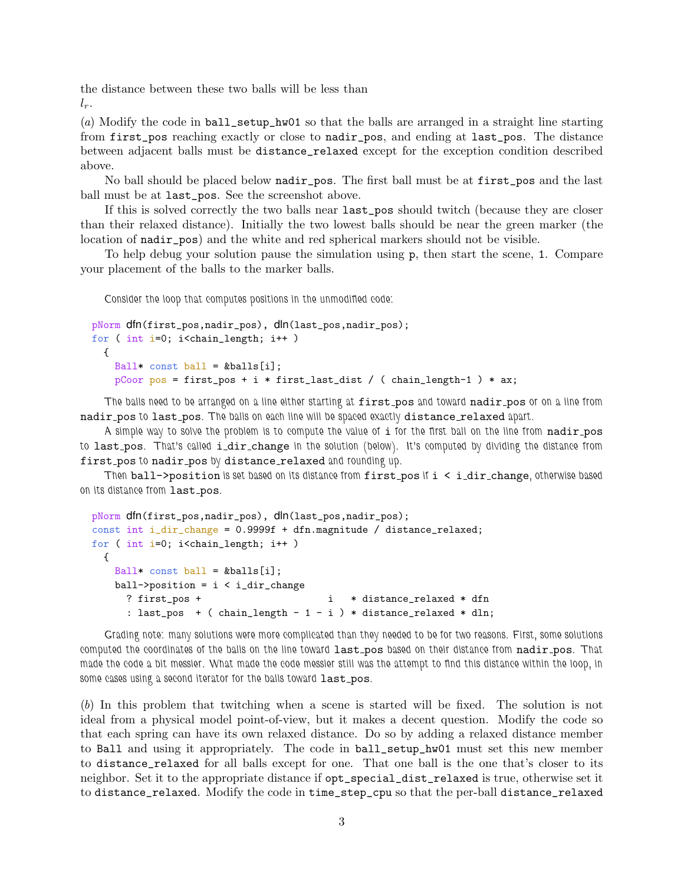the distance between these two balls will be less than $l_r$.

(*a*) Modify the code in `ball_setup_hw01` so that the balls are arranged in a straight line starting from `first_pos` reaching exactly or close to `nadir_pos`, and ending at `last_pos`. The distance between adjacent balls must be `distance_relaxed` except for the exception condition described above.

No ball should be placed below `nadir_pos`. The first ball must be at `first_pos` and the last ball must be at `last_pos`. See the screenshot above.

If this is solved correctly the two balls near `last_pos` should twitch (because they are closer than their relaxed distance). Initially the two lowest balls should be near the green marker (the location of `nadir_pos`) and the white and red spherical markers should not be visible.

To help debug your solution pause the simulation using `p`, then start the scene, `1`. Compare your placement of the balls to the marker balls.

Consider the loop that computes positions in the unmodified code:

```
pNorm dfn(first_pos,nadir_pos), dln(last_pos,nadir_pos);
for ( int i=0; i<chain_length; i++ )
  {
    Ball* const ball = &balls[i];
    pCoor pos = first_pos + i * first_last_dist / ( chain_length-1 ) * ax;
```

The balls need to be arranged on a line either starting at `first_pos` and toward `nadir_pos` or on a line from `nadir_pos` to `last_pos`. The balls on each line will be spaced exactly `distance_relaxed` apart.

A simple way to solve the problem is to compute the value of `i` for the first ball on the line from `nadir_pos` to `last_pos`. That's called `i_dir_change` in the solution (below). It's computed by dividing the distance from `first_pos` to `nadir_pos` by `distance_relaxed` and rounding up.

Then `ball->position` is set based on its distance from `first_pos` if `i < i_dir_change`, otherwise based on its distance from `last_pos`.

```
pNorm dfn(first_pos,nadir_pos), dln(last_pos,nadir_pos);
const int i_dir_change = 0.9999f + dfn.magnitude / distance_relaxed;
for ( int i=0; i<chain_length; i++ )
  {
    Ball* const ball = &balls[i];
    ball->position = i < i_dir_change
      ? first_pos +                       i   * distance_relaxed * dfn
      : last_pos  + ( chain_length - 1 - i ) * distance_relaxed * dln;
```

Grading note: many solutions were more complicated than they needed to be for two reasons. First, some solutions computed the coordinates of the balls on the line toward `last_pos` based on their distance from `nadir_pos`. That made the code a bit messier. What made the code messier still was the attempt to find this distance within the loop, in some cases using a second iterator for the balls toward `last_pos`.

(*b*) In this problem that twitching when a scene is started will be fixed. The solution is not ideal from a physical model point-of-view, but it makes a decent question. Modify the code so that each spring can have its own relaxed distance. Do so by adding a relaxed distance member to `Ball` and using it appropriately. The code in `ball_setup_hw01` must set this new member to `distance_relaxed` for all balls except for one. That one ball is the one that's closer to its neighbor. Set it to the appropriate distance if `opt_special_dist_relaxed` is true, otherwise set it to `distance_relaxed`. Modify the code in `time_step_cpu` so that the per-ball `distance_relaxed`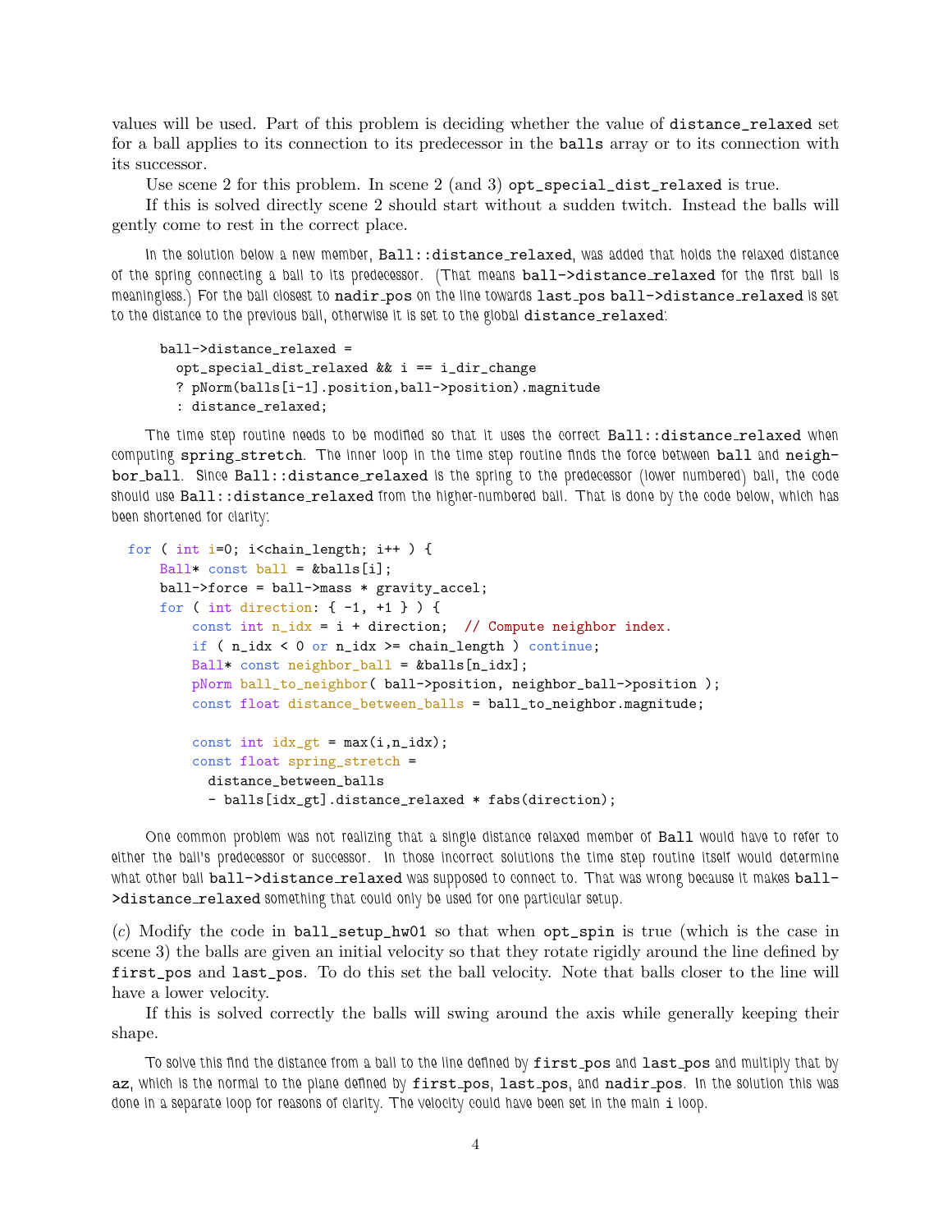values will be used. Part of this problem is deciding whether the value of `distance_relaxed` set for a ball applies to its connection to its predecessor in the `balls` array or to its connection with its successor.

Use scene 2 for this problem. In scene 2 (and 3) `opt_special_dist_relaxed` is true.

If this is solved directly scene 2 should start without a sudden twitch. Instead the balls will gently come to rest in the correct place.

In the solution below a new member, `Ball::distance_relaxed`, was added that holds the relaxed distance of the spring connecting a ball to its predecessor. (That means `ball->distance_relaxed` for the first ball is meaningless.) For the ball closest to `nadir_pos` on the line towards `last_pos` `ball->distance_relaxed` is set to the distance to the previous ball, otherwise it is set to the global `distance_relaxed`:

```
ball->distance_relaxed =
  opt_special_dist_relaxed && i == i_dir_change
  ? pNorm(balls[i-1].position,ball->position).magnitude
  : distance_relaxed;
```

The time step routine needs to be modified so that it uses the correct `Ball::distance_relaxed` when computing `spring_stretch`. The inner loop in the time step routine finds the force between `ball` and `neighbor_ball`. Since `Ball::distance_relaxed` is the spring to the predecessor (lower numbered) ball, the code should use `Ball::distance_relaxed` from the higher-numbered ball. That is done by the code below, which has been shortened for clarity:

```
for ( int i=0; i<chain_length; i++ ) {
    Ball* const ball = &balls[i];
    ball->force = ball->mass * gravity_accel;
    for ( int direction: { -1, +1 } ) {
        const int n_idx = i + direction;  // Compute neighbor index.
        if ( n_idx < 0 or n_idx >= chain_length ) continue;
        Ball* const neighbor_ball = &balls[n_idx];
        pNorm ball_to_neighbor( ball->position, neighbor_ball->position );
        const float distance_between_balls = ball_to_neighbor.magnitude;

        const int idx_gt = max(i,n_idx);
        const float spring_stretch =
          distance_between_balls
          - balls[idx_gt].distance_relaxed * fabs(direction);
```

One common problem was not realizing that a single distance relaxed member of `Ball` would have to refer to either the ball's predecessor or successor. In those incorrect solutions the time step routine itself would determine what other ball `ball->distance_relaxed` was supposed to connect to. That was wrong because it makes `ball->distance_relaxed` something that could only be used for one particular setup.

(*c*) Modify the code in `ball_setup_hw01` so that when `opt_spin` is true (which is the case in scene 3) the balls are given an initial velocity so that they rotate rigidly around the line defined by `first_pos` and `last_pos`. To do this set the ball velocity. Note that balls closer to the line will have a lower velocity.

If this is solved correctly the balls will swing around the axis while generally keeping their shape.

To solve this find the distance from a ball to the line defined by `first_pos` and `last_pos` and multiply that by `az`, which is the normal to the plane defined by `first_pos`, `last_pos`, and `nadir_pos`. In the solution this was done in a separate loop for reasons of clarity. The velocity could have been set in the main `i` loop.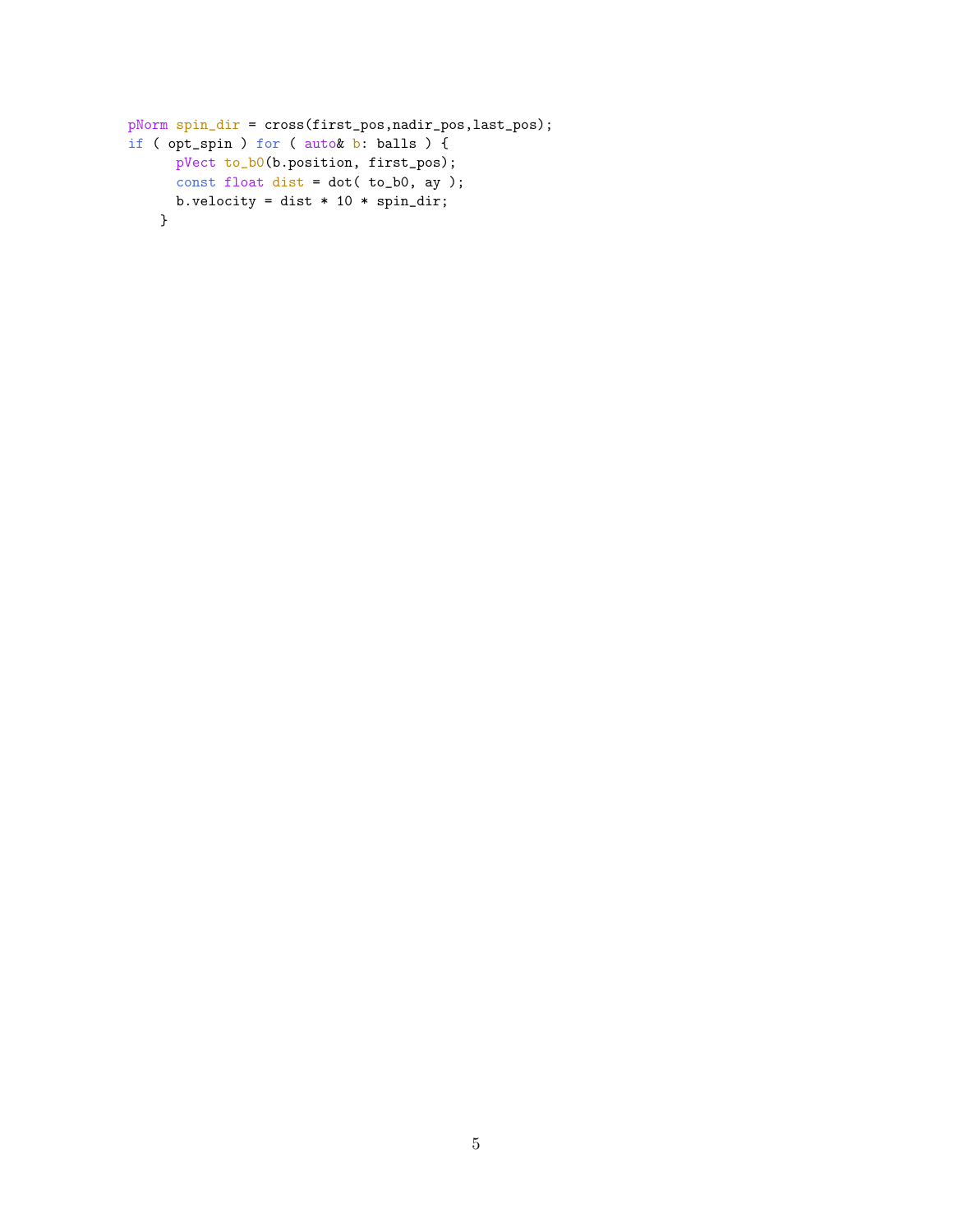```
pNorm spin_dir = cross(first_pos,nadir_pos,last_pos);
if ( opt_spin ) for ( auto& b: balls ) {
      pVect to_b0(b.position, first_pos);
      const float dist = dot( to_b0, ay );
      b.velocity = dist * 10 * spin_dir;
    }
```